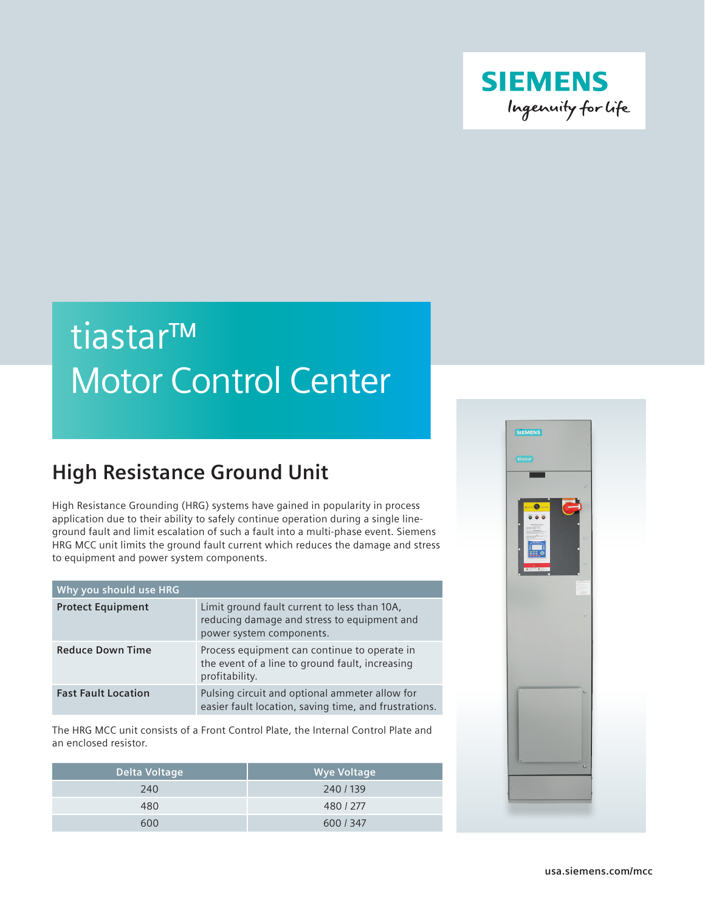# tiastar™ Motor Control Center

## High Resistance Ground Unit

High Resistance Grounding (HRG) systems have gained in popularity in process application due to their ability to safely continue operation during a single line-ground fault and limit escalation of such a fault into a multi-phase event. Siemens HRG MCC unit limits the ground fault current which reduces the damage and stress to equipment and power system components.

| Why you should use HRG | |
|---|---|
| **Protect Equipment** | Limit ground fault current to less than 10A, reducing damage and stress to equipment and power system components. |
| **Reduce Down Time** | Process equipment can continue to operate in the event of a line to ground fault, increasing profitability. |
| **Fast Fault Location** | Pulsing circuit and optional ammeter allow for easier fault location, saving time, and frustrations. |

The HRG MCC unit consists of a Front Control Plate, the Internal Control Plate and an enclosed resistor.

| Delta Voltage | Wye Voltage |
|---|---|
| 240 | 240 / 139 |
| 480 | 480 / 277 |
| 600 | 600 / 347 |

usa.siemens.com/mcc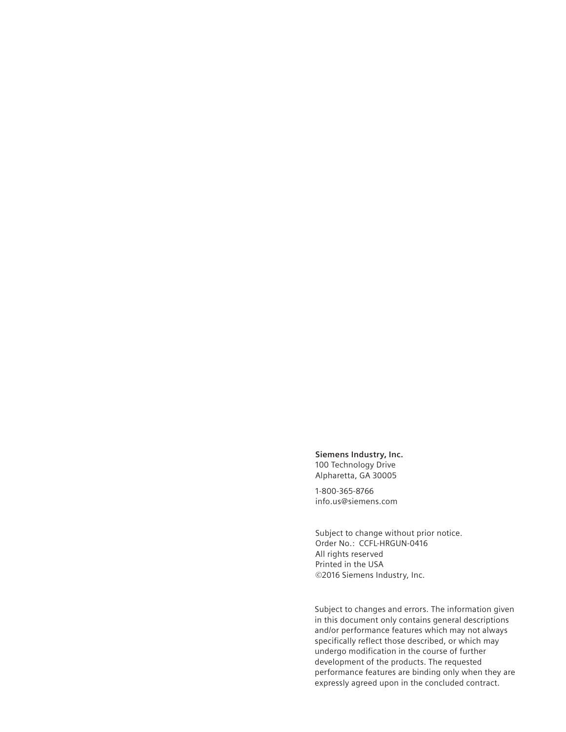**Siemens Industry, Inc.**
100 Technology Drive
Alpharetta, GA 30005

1-800-365-8766
info.us@siemens.com

Subject to change without prior notice.
Order No.: CCFL-HRGUN-0416
All rights reserved
Printed in the USA
©2016 Siemens Industry, Inc.

Subject to changes and errors. The information given in this document only contains general descriptions and/or performance features which may not always specifically reflect those described, or which may undergo modification in the course of further development of the products. The requested performance features are binding only when they are expressly agreed upon in the concluded contract.